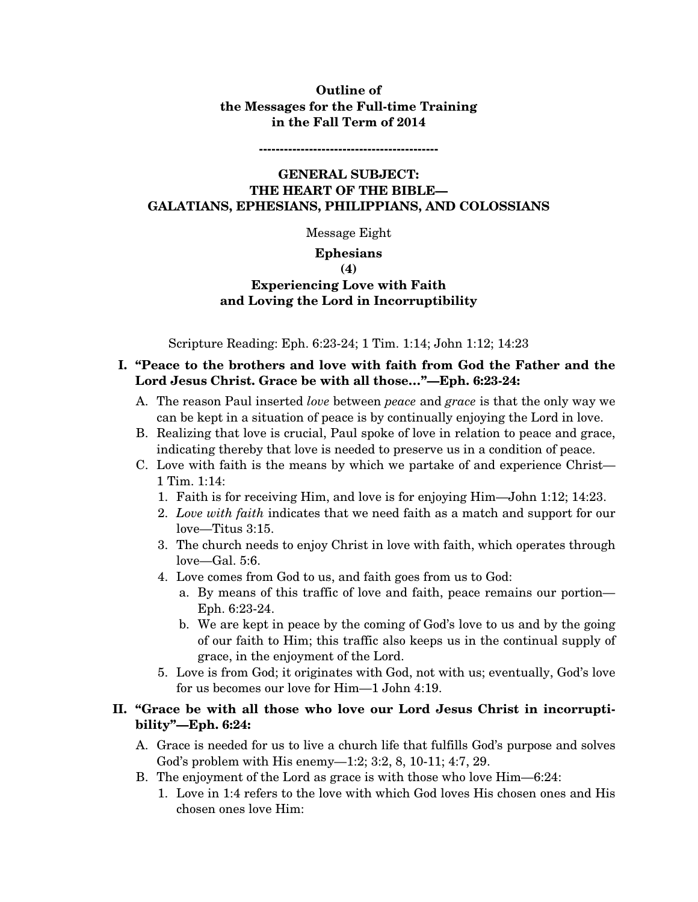**Outline of**
**the Messages for the Full-time Training**
**in the Fall Term of 2014**

**------------------------------------------**

## GENERAL SUBJECT: THE HEART OF THE BIBLE— GALATIANS, EPHESIANS, PHILIPPIANS, AND COLOSSIANS

Message Eight

### Ephesians (4) Experiencing Love with Faith and Loving the Lord in Incorruptibility

Scripture Reading: Eph. 6:23-24; 1 Tim. 1:14; John 1:12; 14:23

**I. "Peace to the brothers and love with faith from God the Father and the Lord Jesus Christ. Grace be with all those..."—Eph. 6:23-24:**

- A. The reason Paul inserted *love* between *peace* and *grace* is that the only way we can be kept in a situation of peace is by continually enjoying the Lord in love.
- B. Realizing that love is crucial, Paul spoke of love in relation to peace and grace, indicating thereby that love is needed to preserve us in a condition of peace.
- C. Love with faith is the means by which we partake of and experience Christ—1 Tim. 1:14:
  1. Faith is for receiving Him, and love is for enjoying Him—John 1:12; 14:23.
  2. *Love with faith* indicates that we need faith as a match and support for our love—Titus 3:15.
  3. The church needs to enjoy Christ in love with faith, which operates through love—Gal. 5:6.
  4. Love comes from God to us, and faith goes from us to God:
     - a. By means of this traffic of love and faith, peace remains our portion—Eph. 6:23-24.
     - b. We are kept in peace by the coming of God's love to us and by the going of our faith to Him; this traffic also keeps us in the continual supply of grace, in the enjoyment of the Lord.
  5. Love is from God; it originates with God, not with us; eventually, God's love for us becomes our love for Him—1 John 4:19.

**II. "Grace be with all those who love our Lord Jesus Christ in incorruptibility"—Eph. 6:24:**

- A. Grace is needed for us to live a church life that fulfills God's purpose and solves God's problem with His enemy—1:2; 3:2, 8, 10-11; 4:7, 29.
- B. The enjoyment of the Lord as grace is with those who love Him—6:24:
  1. Love in 1:4 refers to the love with which God loves His chosen ones and His chosen ones love Him: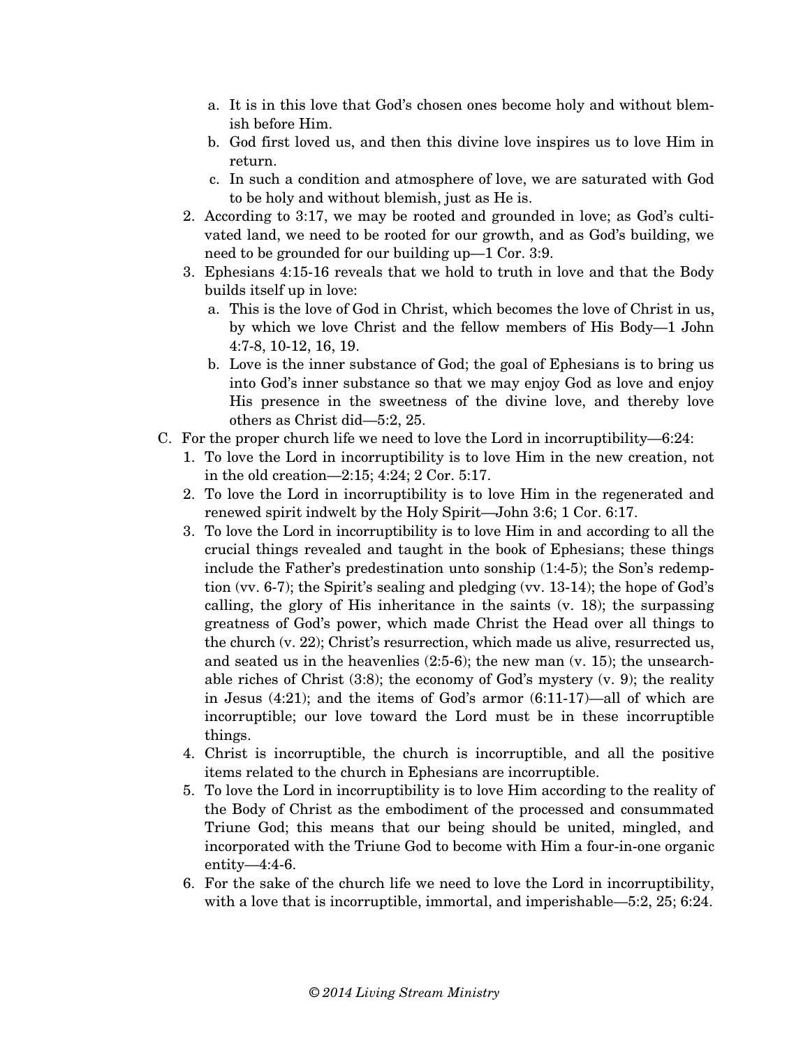a. It is in this love that God's chosen ones become holy and without blemish before Him.
   b. God first loved us, and then this divine love inspires us to love Him in return.
   c. In such a condition and atmosphere of love, we are saturated with God to be holy and without blemish, just as He is.
2. According to 3:17, we may be rooted and grounded in love; as God's cultivated land, we need to be rooted for our growth, and as God's building, we need to be grounded for our building up—1 Cor. 3:9.
3. Ephesians 4:15-16 reveals that we hold to truth in love and that the Body builds itself up in love:
   a. This is the love of God in Christ, which becomes the love of Christ in us, by which we love Christ and the fellow members of His Body—1 John 4:7-8, 10-12, 16, 19.
   b. Love is the inner substance of God; the goal of Ephesians is to bring us into God's inner substance so that we may enjoy God as love and enjoy His presence in the sweetness of the divine love, and thereby love others as Christ did—5:2, 25.

C. For the proper church life we need to love the Lord in incorruptibility—6:24:
1. To love the Lord in incorruptibility is to love Him in the new creation, not in the old creation—2:15; 4:24; 2 Cor. 5:17.
2. To love the Lord in incorruptibility is to love Him in the regenerated and renewed spirit indwelt by the Holy Spirit—John 3:6; 1 Cor. 6:17.
3. To love the Lord in incorruptibility is to love Him in and according to all the crucial things revealed and taught in the book of Ephesians; these things include the Father's predestination unto sonship (1:4-5); the Son's redemption (vv. 6-7); the Spirit's sealing and pledging (vv. 13-14); the hope of God's calling, the glory of His inheritance in the saints (v. 18); the surpassing greatness of God's power, which made Christ the Head over all things to the church (v. 22); Christ's resurrection, which made us alive, resurrected us, and seated us in the heavenlies (2:5-6); the new man (v. 15); the unsearchable riches of Christ (3:8); the economy of God's mystery (v. 9); the reality in Jesus (4:21); and the items of God's armor (6:11-17)—all of which are incorruptible; our love toward the Lord must be in these incorruptible things.
4. Christ is incorruptible, the church is incorruptible, and all the positive items related to the church in Ephesians are incorruptible.
5. To love the Lord in incorruptibility is to love Him according to the reality of the Body of Christ as the embodiment of the processed and consummated Triune God; this means that our being should be united, mingled, and incorporated with the Triune God to become with Him a four-in-one organic entity—4:4-6.
6. For the sake of the church life we need to love the Lord in incorruptibility, with a love that is incorruptible, immortal, and imperishable—5:2, 25; 6:24.

*© 2014 Living Stream Ministry*